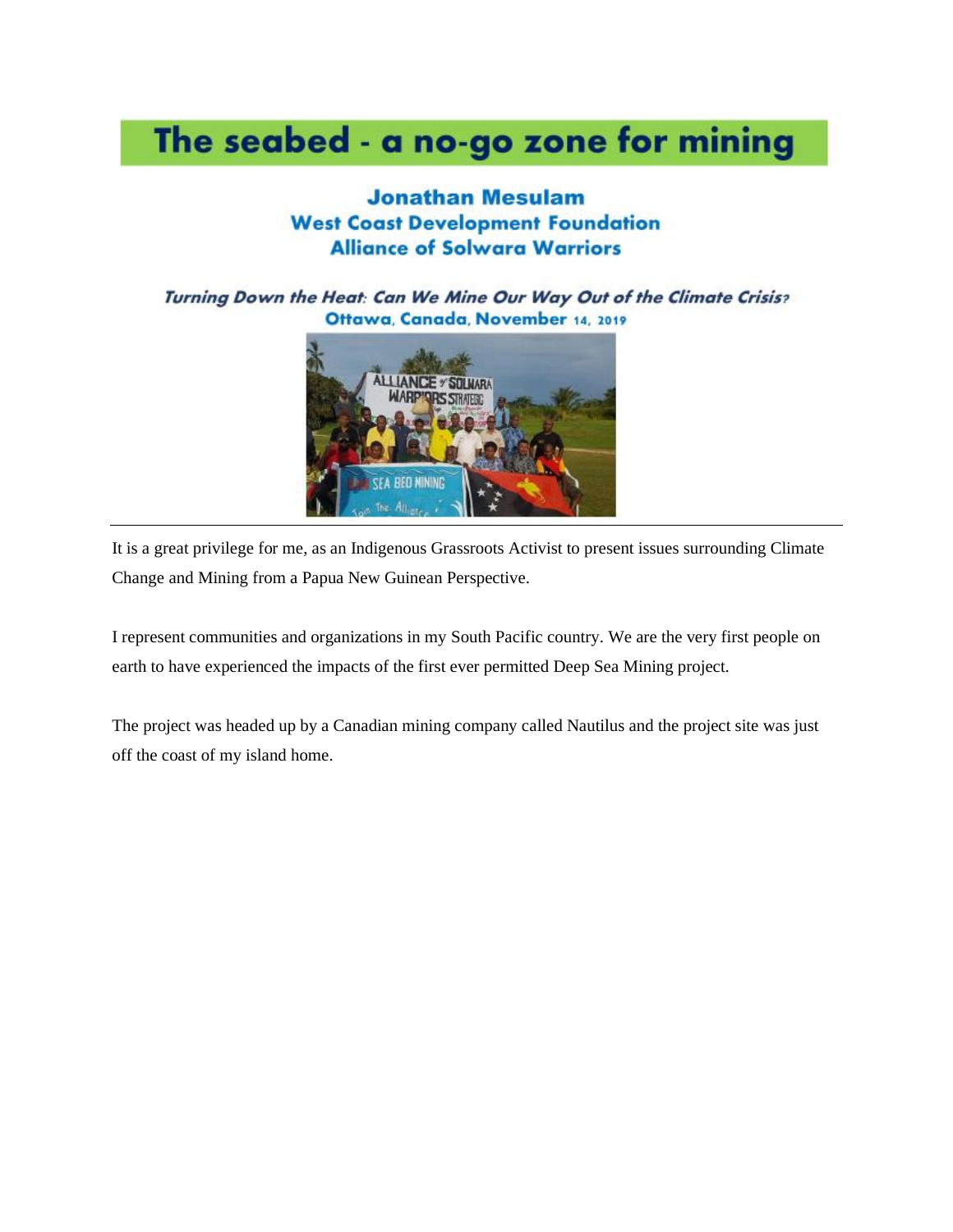# The seabed - a no-go zone for mining

**Jonathan Mesulam**
**West Coast Development Foundation**
**Alliance of Solwara Warriors**

***Turning Down the Heat: Can We Mine Our Way Out of the Climate Crisis?***
**Ottawa, Canada, November 14, 2019**

---

It is a great privilege for me, as an Indigenous Grassroots Activist to present issues surrounding Climate Change and Mining from a Papua New Guinean Perspective.

I represent communities and organizations in my South Pacific country. We are the very first people on earth to have experienced the impacts of the first ever permitted Deep Sea Mining project.

The project was headed up by a Canadian mining company called Nautilus and the project site was just off the coast of my island home.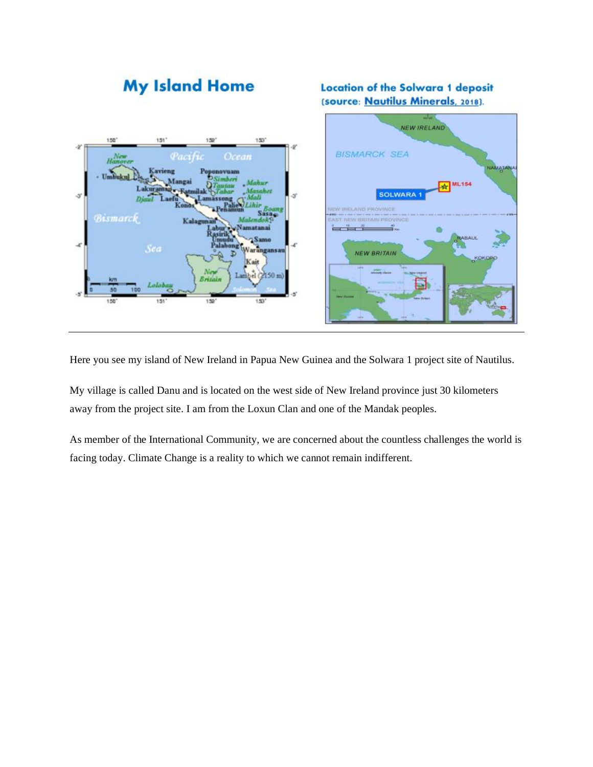## My Island Home

**Location of the Solwara 1 deposit (source: Nautilus Minerals, 2018).**

Here you see my island of New Ireland in Papua New Guinea and the Solwara 1 project site of Nautilus.

My village is called Danu and is located on the west side of New Ireland province just 30 kilometers away from the project site. I am from the Loxun Clan and one of the Mandak peoples.

As member of the International Community, we are concerned about the countless challenges the world is facing today. Climate Change is a reality to which we cannot remain indifferent.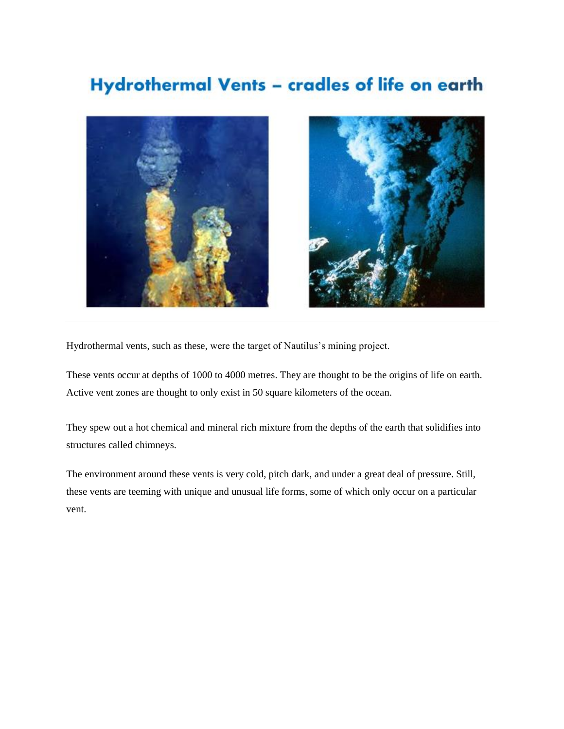# Hydrothermal Vents – cradles of life on earth

Hydrothermal vents, such as these, were the target of Nautilus's mining project.

These vents occur at depths of 1000 to 4000 metres. They are thought to be the origins of life on earth. Active vent zones are thought to only exist in 50 square kilometers of the ocean.

They spew out a hot chemical and mineral rich mixture from the depths of the earth that solidifies into structures called chimneys.

The environment around these vents is very cold, pitch dark, and under a great deal of pressure. Still, these vents are teeming with unique and unusual life forms, some of which only occur on a particular vent.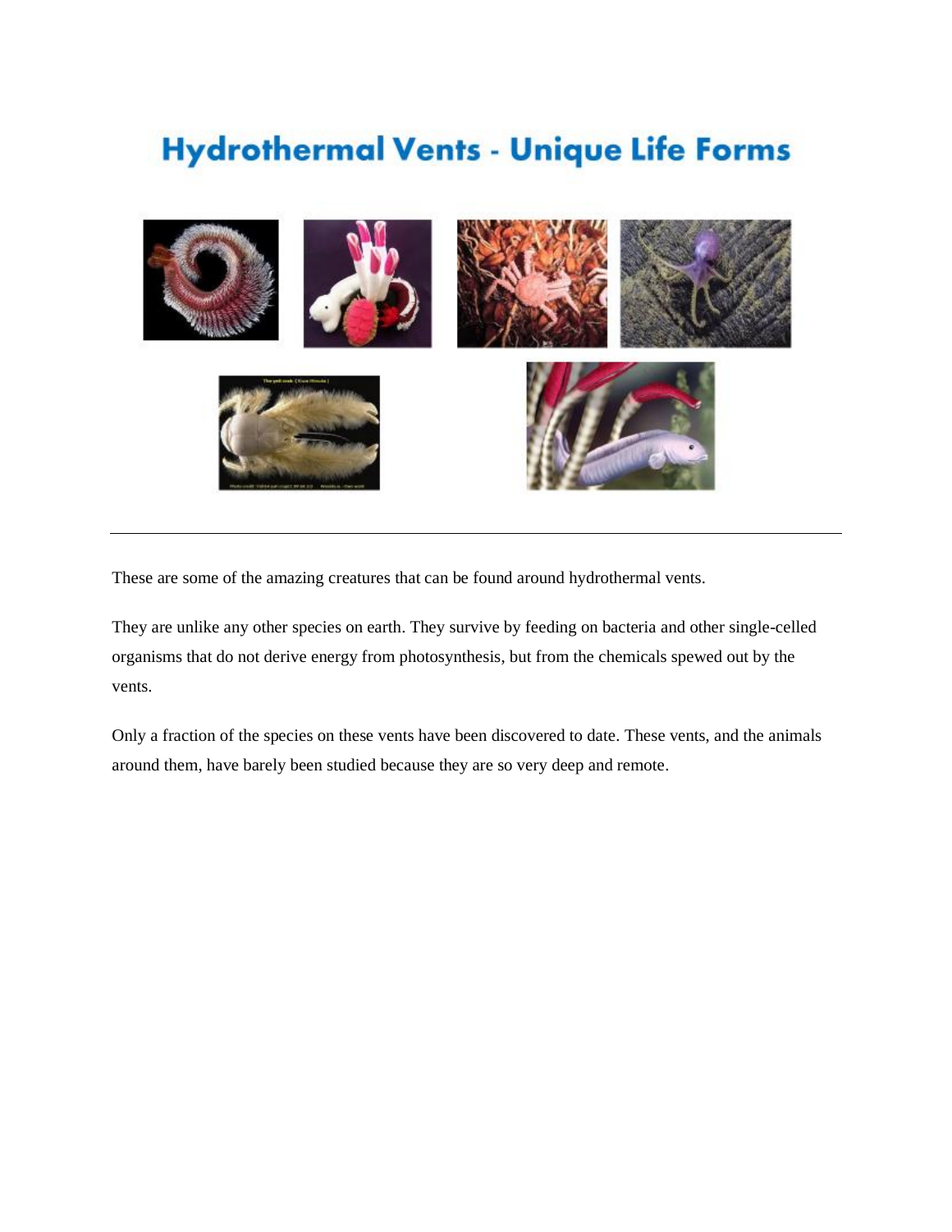# Hydrothermal Vents - Unique Life Forms

These are some of the amazing creatures that can be found around hydrothermal vents.

They are unlike any other species on earth. They survive by feeding on bacteria and other single-celled organisms that do not derive energy from photosynthesis, but from the chemicals spewed out by the vents.

Only a fraction of the species on these vents have been discovered to date. These vents, and the animals around them, have barely been studied because they are so very deep and remote.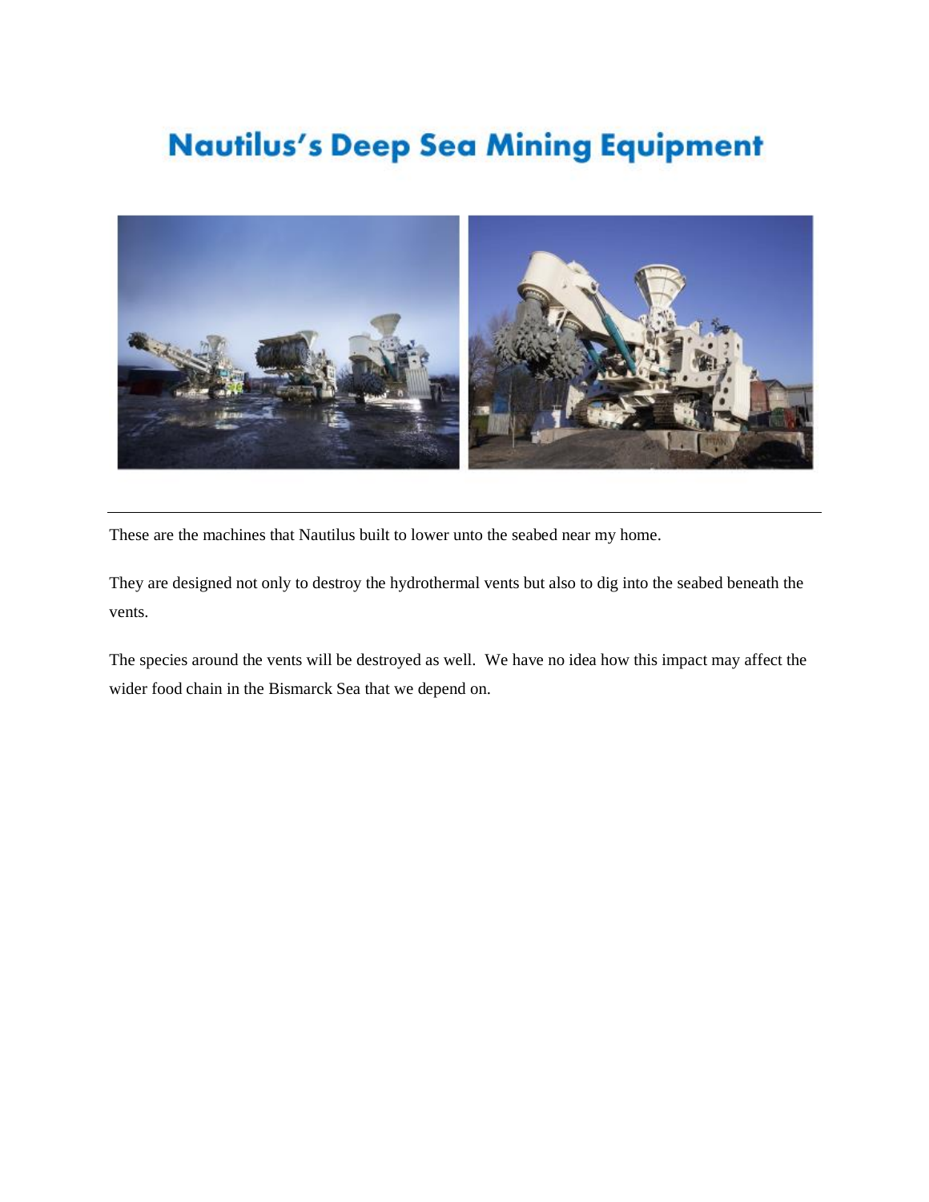# Nautilus's Deep Sea Mining Equipment

These are the machines that Nautilus built to lower unto the seabed near my home.

They are designed not only to destroy the hydrothermal vents but also to dig into the seabed beneath the vents.

The species around the vents will be destroyed as well. We have no idea how this impact may affect the wider food chain in the Bismarck Sea that we depend on.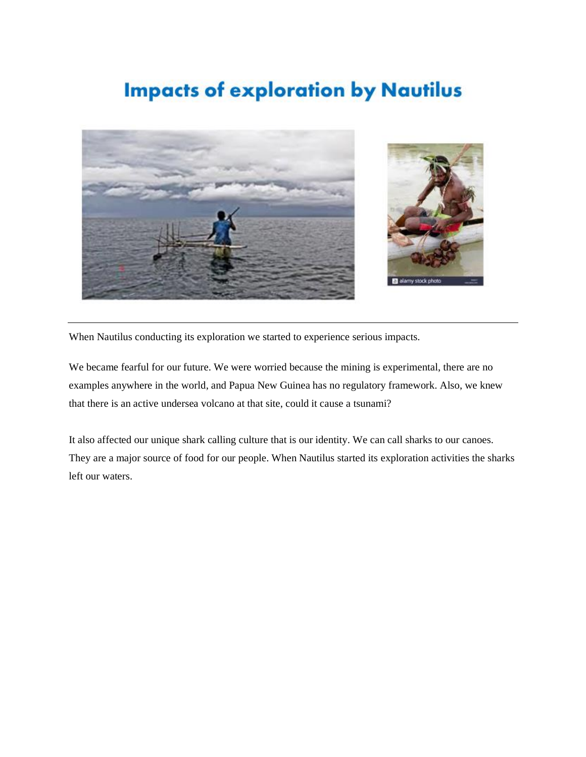# Impacts of exploration by Nautilus

When Nautilus conducting its exploration we started to experience serious impacts.

We became fearful for our future. We were worried because the mining is experimental, there are no examples anywhere in the world, and Papua New Guinea has no regulatory framework. Also, we knew that there is an active undersea volcano at that site, could it cause a tsunami?

It also affected our unique shark calling culture that is our identity. We can call sharks to our canoes. They are a major source of food for our people. When Nautilus started its exploration activities the sharks left our waters.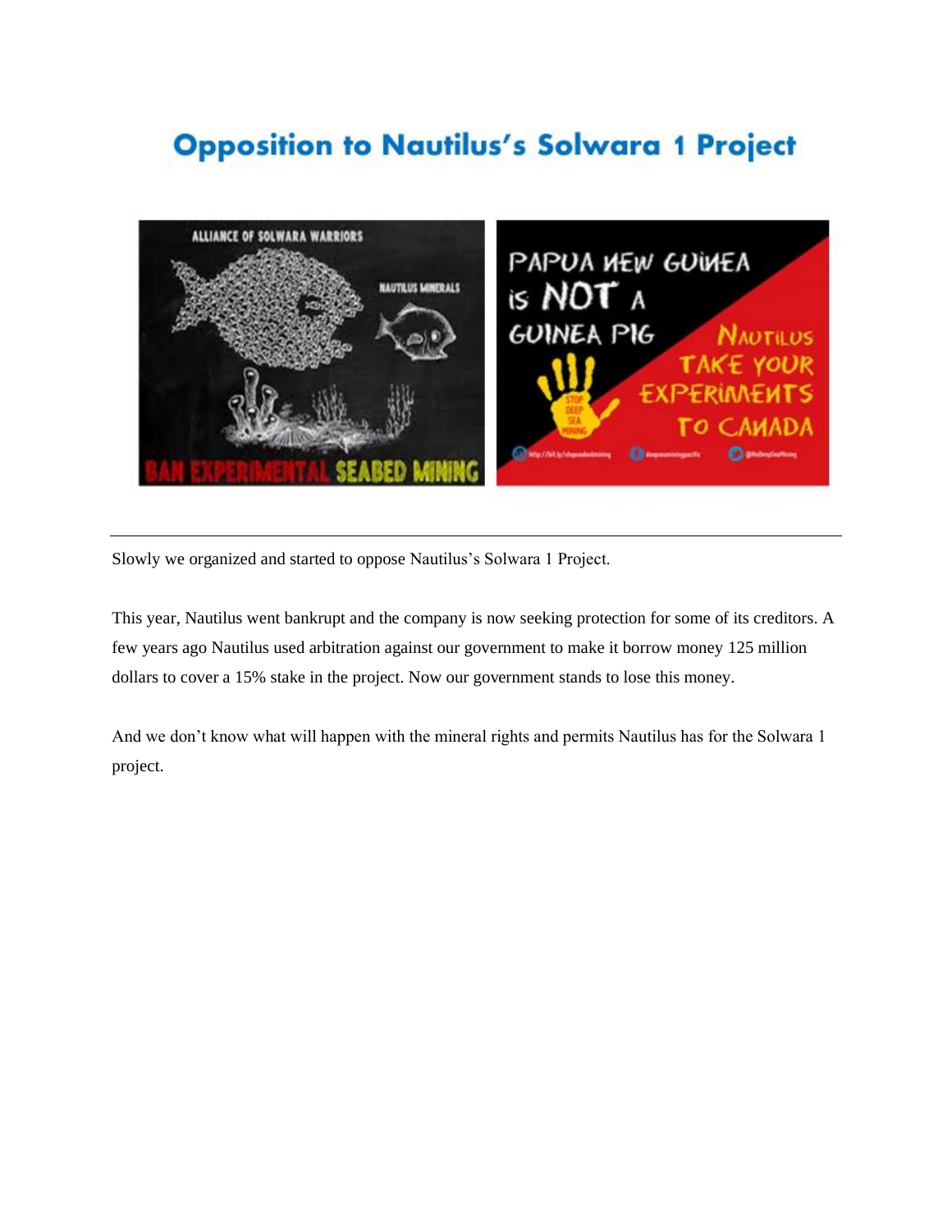# Opposition to Nautilus's Solwara 1 Project

---

Slowly we organized and started to oppose Nautilus's Solwara 1 Project.

This year, Nautilus went bankrupt and the company is now seeking protection for some of its creditors. A few years ago Nautilus used arbitration against our government to make it borrow money 125 million dollars to cover a 15% stake in the project. Now our government stands to lose this money.

And we don't know what will happen with the mineral rights and permits Nautilus has for the Solwara 1 project.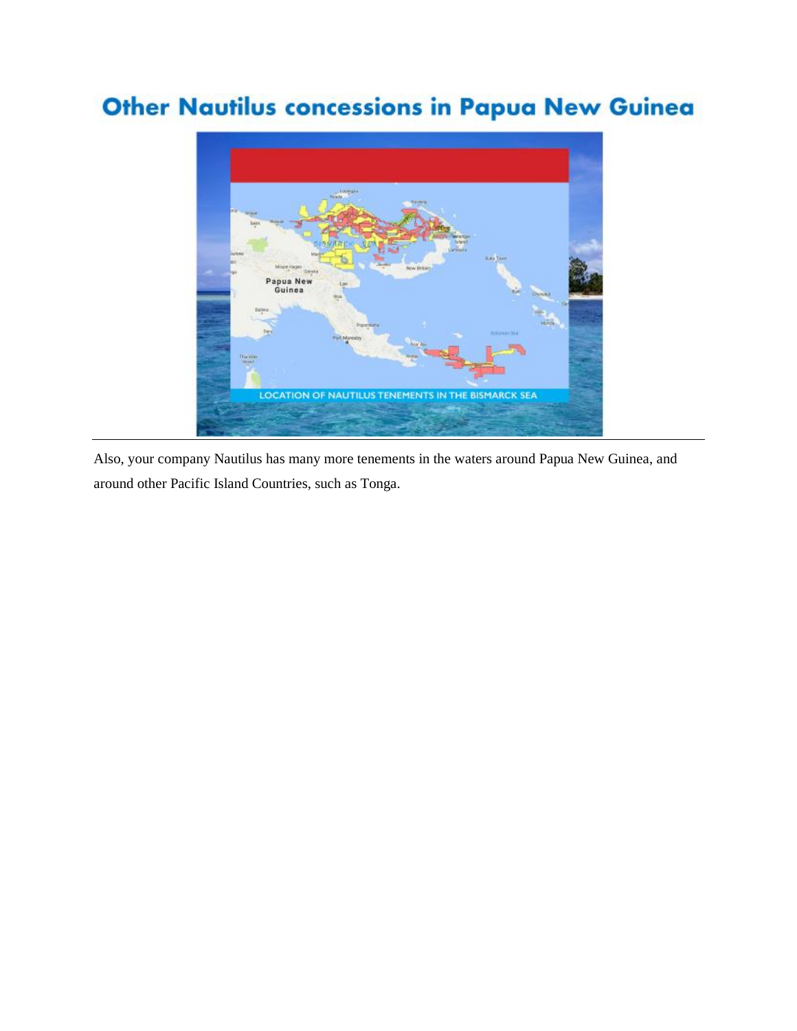# Other Nautilus concessions in Papua New Guinea

LOCATION OF NAUTILUS TENEMENTS IN THE BISMARCK SEA

Also, your company Nautilus has many more tenements in the waters around Papua New Guinea, and around other Pacific Island Countries, such as Tonga.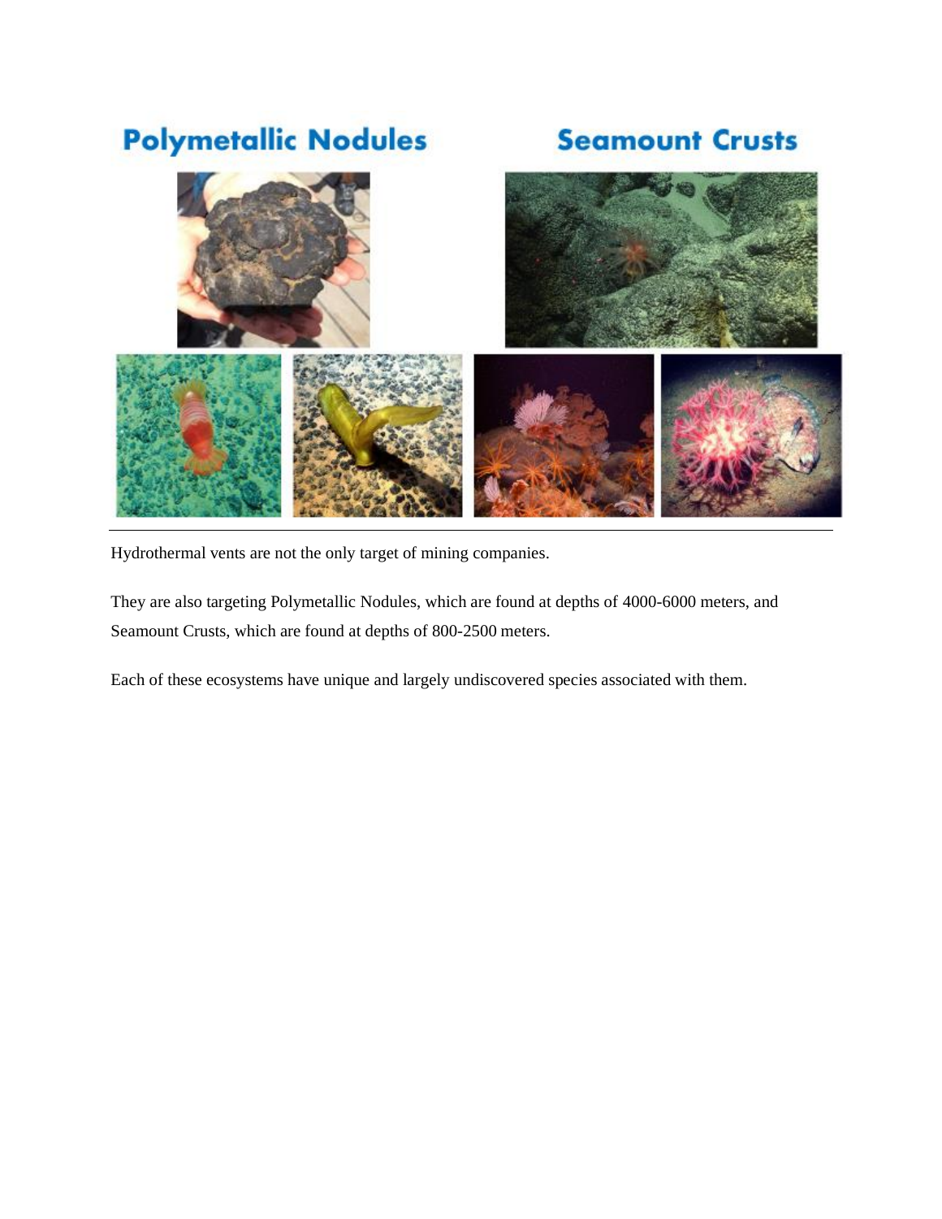**Polymetallic Nodules** | **Seamount Crusts**

Hydrothermal vents are not the only target of mining companies.

They are also targeting Polymetallic Nodules, which are found at depths of 4000-6000 meters, and Seamount Crusts, which are found at depths of 800-2500 meters.

Each of these ecosystems have unique and largely undiscovered species associated with them.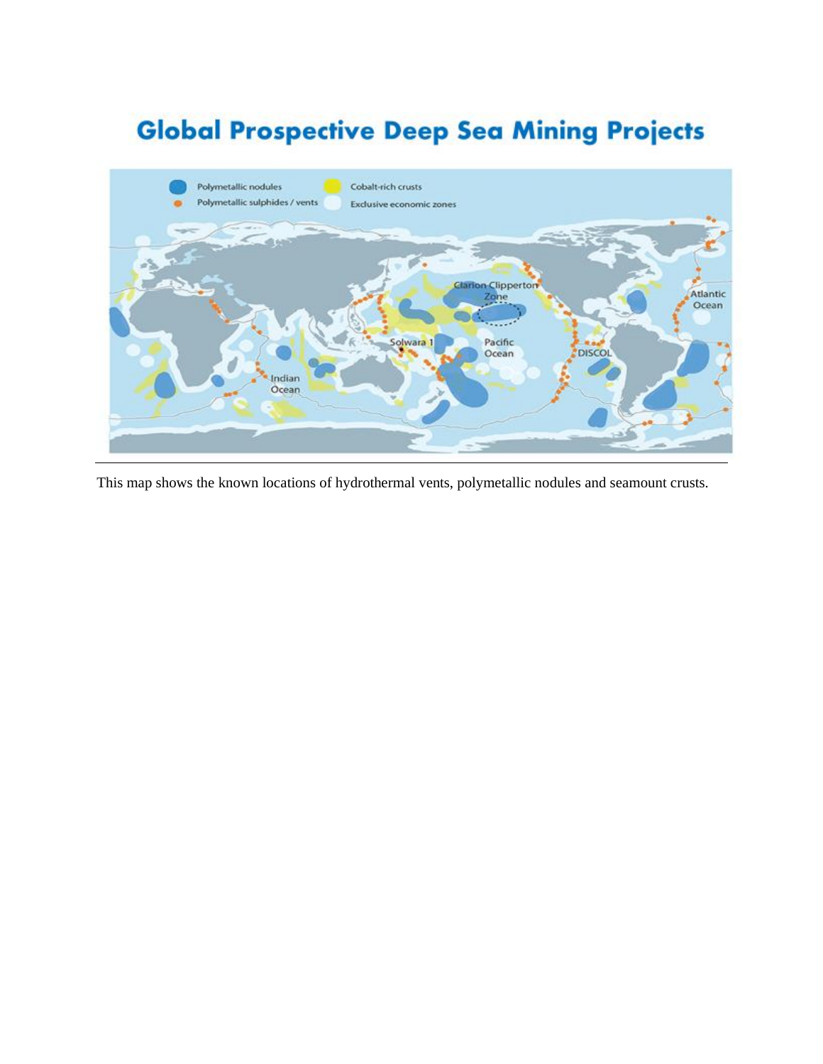# Global Prospective Deep Sea Mining Projects

Polymetallic nodules
Polymetallic sulphides / vents
Cobalt-rich crusts
Exclusive economic zones

Clarion Clipperton Zone
Atlantic Ocean
Solwara 1
Pacific Ocean
DISCOL
Indian Ocean

This map shows the known locations of hydrothermal vents, polymetallic nodules and seamount crusts.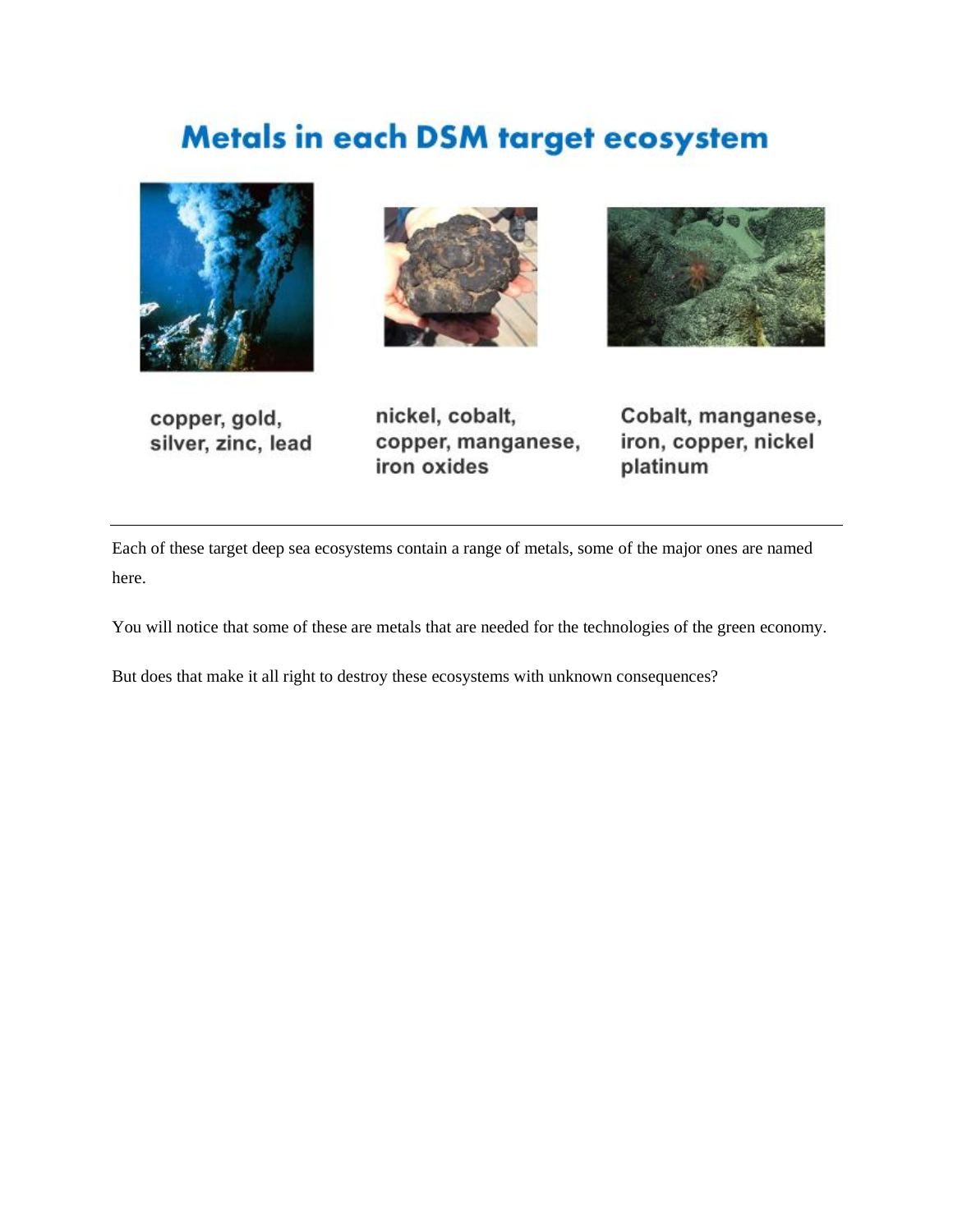# Metals in each DSM target ecosystem

copper, gold, silver, zinc, lead

nickel, cobalt, copper, manganese, iron oxides

Cobalt, manganese, iron, copper, nickel platinum

---

Each of these target deep sea ecosystems contain a range of metals, some of the major ones are named here.

You will notice that some of these are metals that are needed for the technologies of the green economy.

But does that make it all right to destroy these ecosystems with unknown consequences?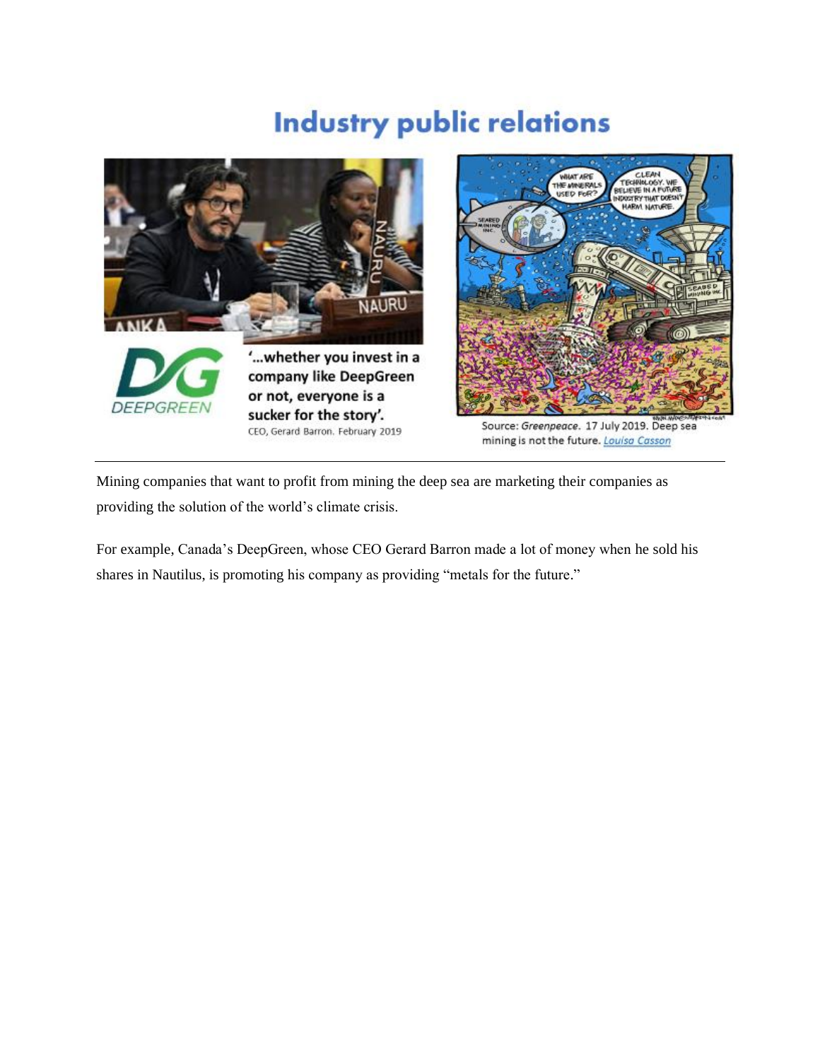# Industry public relations

'...whether you invest in a company like DeepGreen or not, everyone is a sucker for the story'.

CEO, Gerard Barron. February 2019

Source: *Greenpeace*. 17 July 2019. Deep sea mining is not the future. Louisa Casson

Mining companies that want to profit from mining the deep sea are marketing their companies as providing the solution of the world's climate crisis.

For example, Canada's DeepGreen, whose CEO Gerard Barron made a lot of money when he sold his shares in Nautilus, is promoting his company as providing "metals for the future."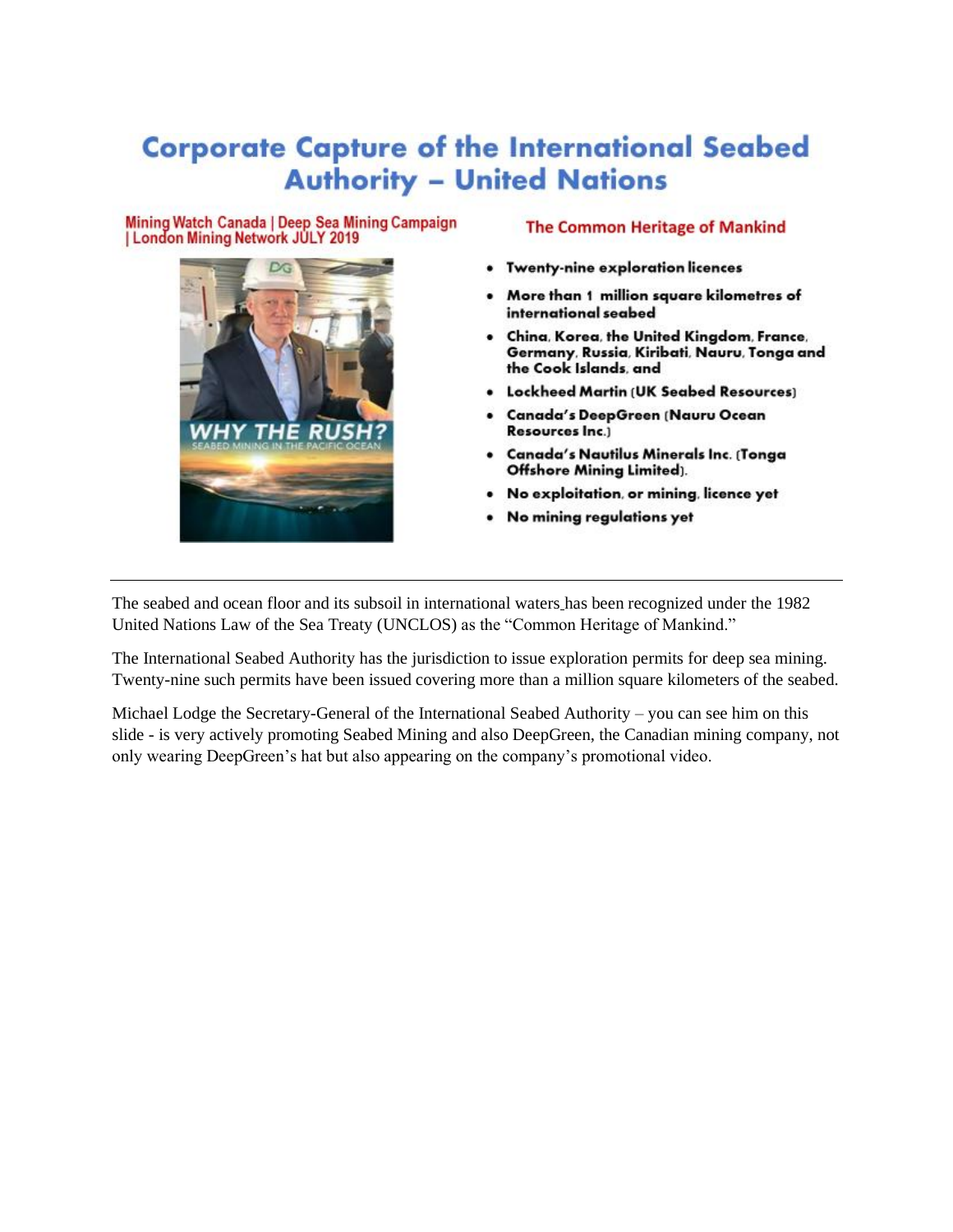# Corporate Capture of the International Seabed Authority – United Nations

Mining Watch Canada | Deep Sea Mining Campaign | London Mining Network JULY 2019

WHY THE RUSH?
SEABED MINING IN THE PACIFIC OCEAN

**The Common Heritage of Mankind**

- **Twenty-nine exploration licences**
- **More than 1 million square kilometres of international seabed**
- **China, Korea, the United Kingdom, France, Germany, Russia, Kiribati, Nauru, Tonga and the Cook Islands, and**
- **Lockheed Martin (UK Seabed Resources)**
- **Canada's DeepGreen (Nauru Ocean Resources Inc.)**
- **Canada's Nautilus Minerals Inc. (Tonga Offshore Mining Limited).**
- **No exploitation, or mining, licence yet**
- **No mining regulations yet**

---

The seabed and ocean floor and its subsoil in international waters has been recognized under the 1982 United Nations Law of the Sea Treaty (UNCLOS) as the "Common Heritage of Mankind."

The International Seabed Authority has the jurisdiction to issue exploration permits for deep sea mining. Twenty-nine such permits have been issued covering more than a million square kilometers of the seabed.

Michael Lodge the Secretary-General of the International Seabed Authority – you can see him on this slide - is very actively promoting Seabed Mining and also DeepGreen, the Canadian mining company, not only wearing DeepGreen's hat but also appearing on the company's promotional video.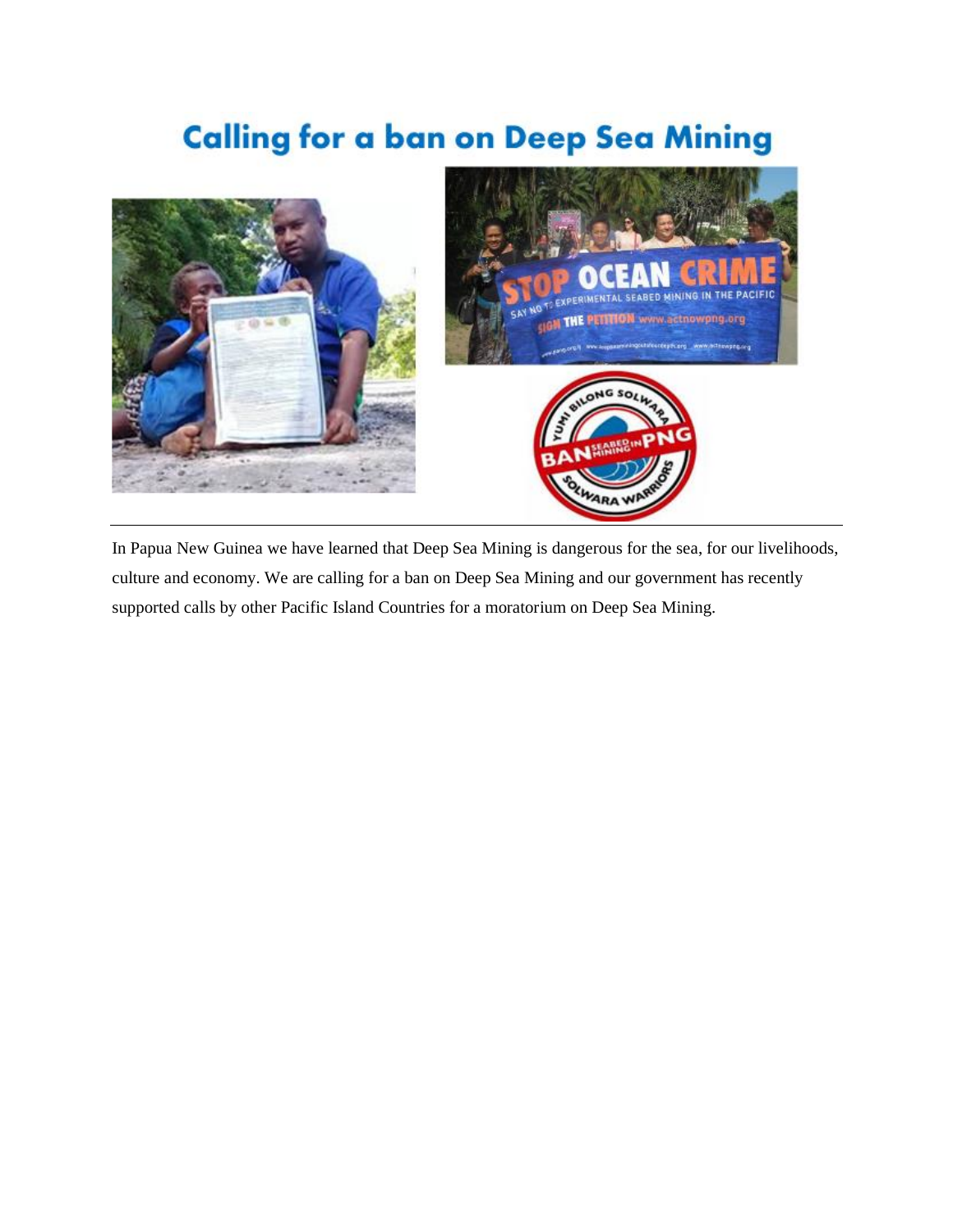# Calling for a ban on Deep Sea Mining

In Papua New Guinea we have learned that Deep Sea Mining is dangerous for the sea, for our livelihoods, culture and economy. We are calling for a ban on Deep Sea Mining and our government has recently supported calls by other Pacific Island Countries for a moratorium on Deep Sea Mining.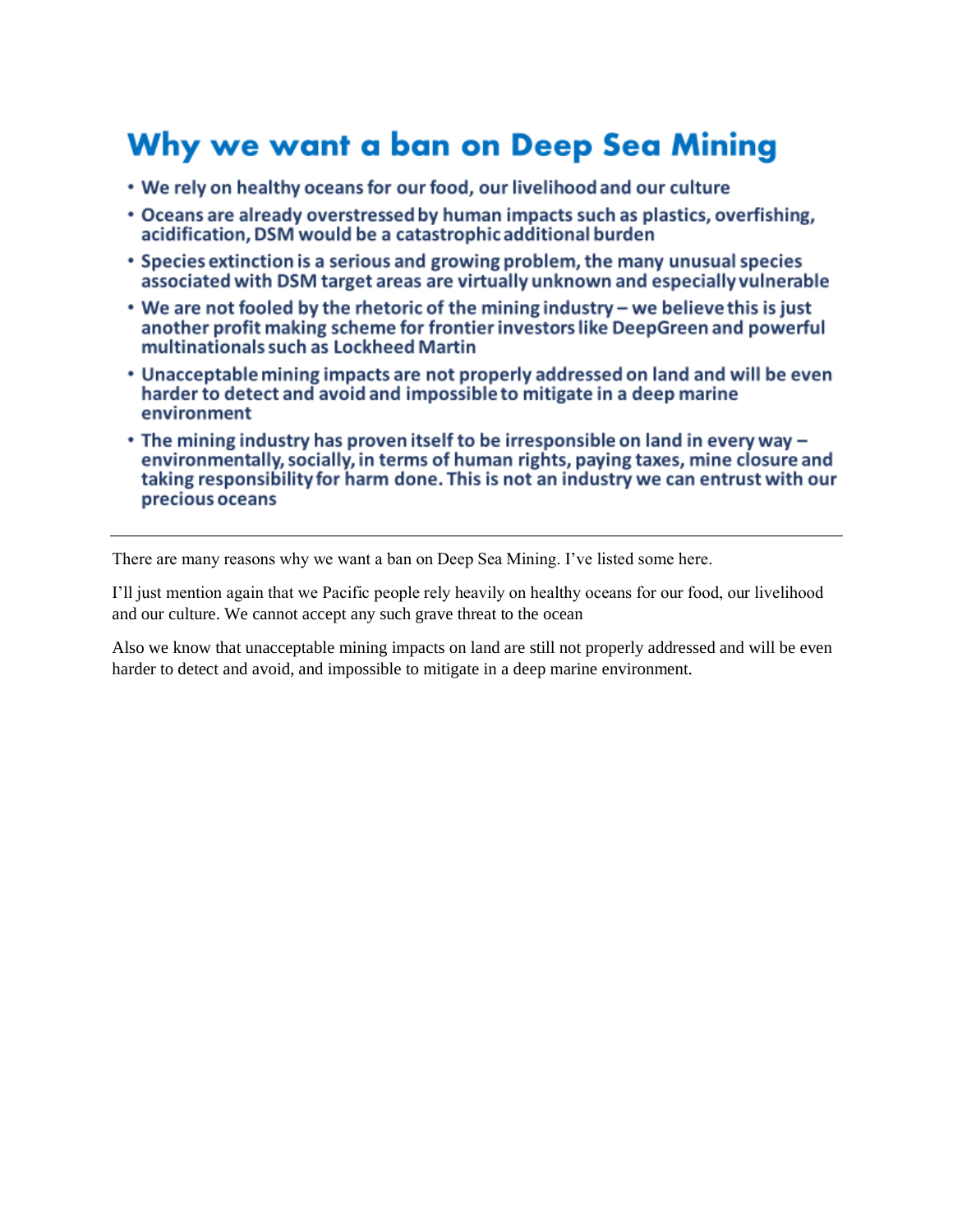## Why we want a ban on Deep Sea Mining

- **We rely on healthy oceans for our food, our livelihood and our culture**
- **Oceans are already overstressed by human impacts such as plastics, overfishing, acidification, DSM would be a catastrophic additional burden**
- **Species extinction is a serious and growing problem, the many unusual species associated with DSM target areas are virtually unknown and especially vulnerable**
- **We are not fooled by the rhetoric of the mining industry – we believe this is just another profit making scheme for frontier investors like DeepGreen and powerful multinationals such as Lockheed Martin**
- **Unacceptable mining impacts are not properly addressed on land and will be even harder to detect and avoid and impossible to mitigate in a deep marine environment**
- **The mining industry has proven itself to be irresponsible on land in every way – environmentally, socially, in terms of human rights, paying taxes, mine closure and taking responsibility for harm done. This is not an industry we can entrust with our precious oceans**

---

There are many reasons why we want a ban on Deep Sea Mining. I've listed some here.

I'll just mention again that we Pacific people rely heavily on healthy oceans for our food, our livelihood and our culture. We cannot accept any such grave threat to the ocean

Also we know that unacceptable mining impacts on land are still not properly addressed and will be even harder to detect and avoid, and impossible to mitigate in a deep marine environment.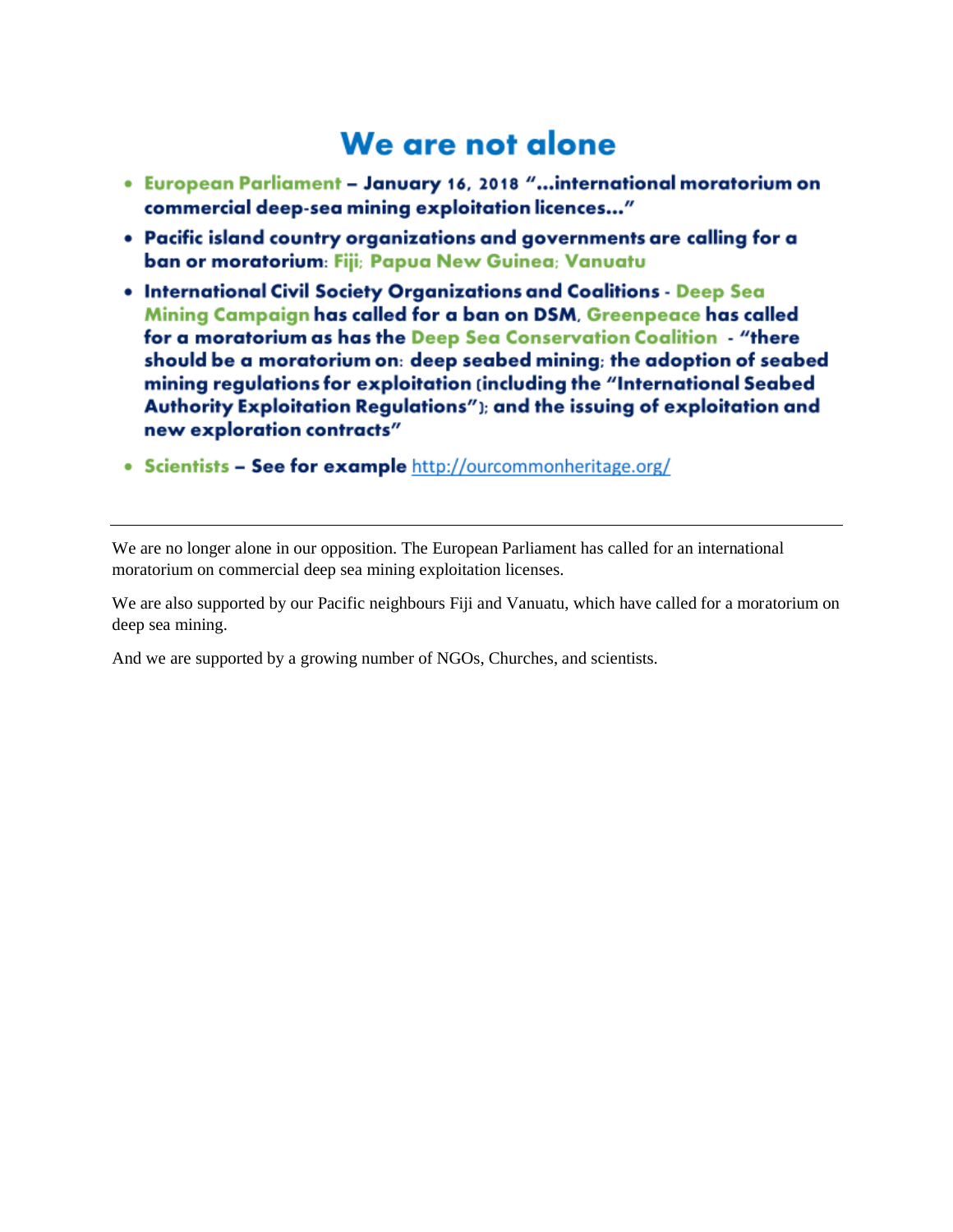# We are not alone

- **European Parliament – January 16, 2018 "…international moratorium on commercial deep-sea mining exploitation licences…"**
- **Pacific island country organizations and governments are calling for a ban or moratorium: Fiji; Papua New Guinea; Vanuatu**
- **International Civil Society Organizations and Coalitions - Deep Sea Mining Campaign has called for a ban on DSM, Greenpeace has called for a moratorium as has the Deep Sea Conservation Coalition - "there should be a moratorium on: deep seabed mining; the adoption of seabed mining regulations for exploitation (including the "International Seabed Authority Exploitation Regulations"); and the issuing of exploitation and new exploration contracts"**
- **Scientists – See for example** http://ourcommonheritage.org/

---

We are no longer alone in our opposition. The European Parliament has called for an international moratorium on commercial deep sea mining exploitation licenses.

We are also supported by our Pacific neighbours Fiji and Vanuatu, which have called for a moratorium on deep sea mining.

And we are supported by a growing number of NGOs, Churches, and scientists.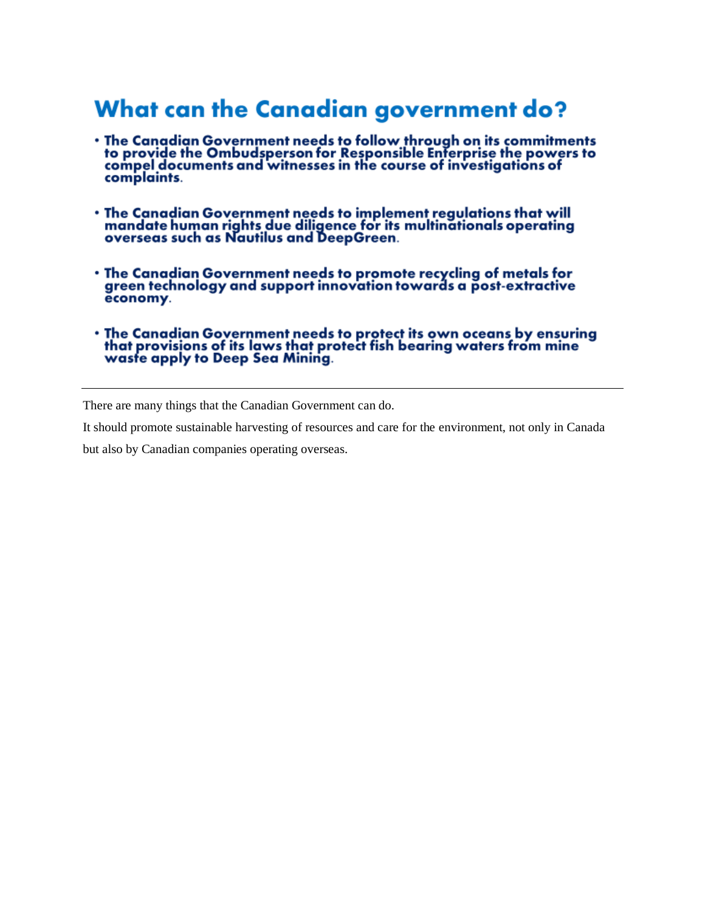## What can the Canadian government do?

- **The Canadian Government needs to follow through on its commitments to provide the Ombudsperson for Responsible Enterprise the powers to compel documents and witnesses in the course of investigations of complaints.**
- **The Canadian Government needs to implement regulations that will mandate human rights due diligence for its multinationals operating overseas such as Nautilus and DeepGreen.**
- **The Canadian Government needs to promote recycling of metals for green technology and support innovation towards a post-extractive economy.**
- **The Canadian Government needs to protect its own oceans by ensuring that provisions of its laws that protect fish bearing waters from mine waste apply to Deep Sea Mining.**

---

There are many things that the Canadian Government can do.

It should promote sustainable harvesting of resources and care for the environment, not only in Canada but also by Canadian companies operating overseas.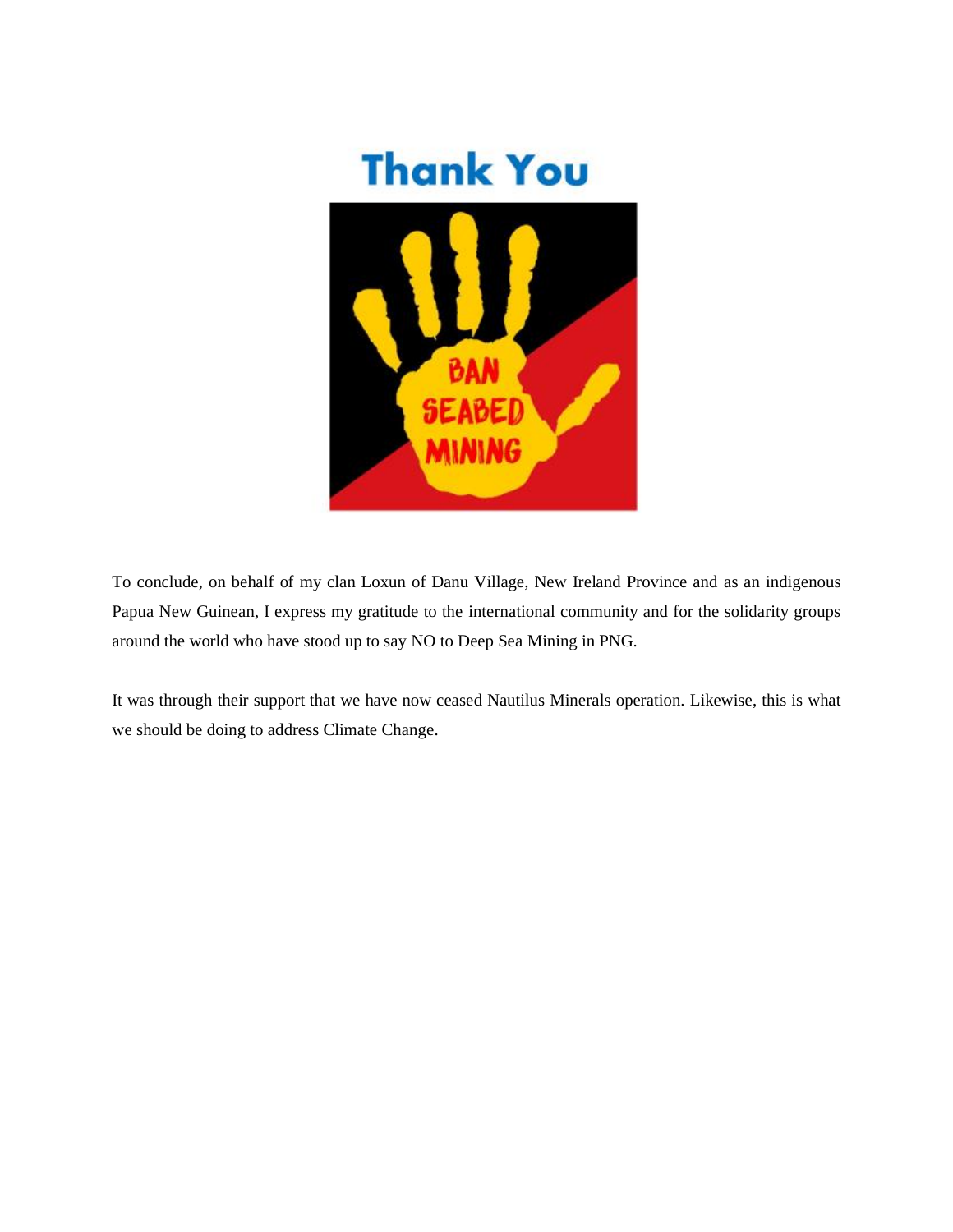# Thank You

To conclude, on behalf of my clan Loxun of Danu Village, New Ireland Province and as an indigenous Papua New Guinean, I express my gratitude to the international community and for the solidarity groups around the world who have stood up to say NO to Deep Sea Mining in PNG.

It was through their support that we have now ceased Nautilus Minerals operation. Likewise, this is what we should be doing to address Climate Change.